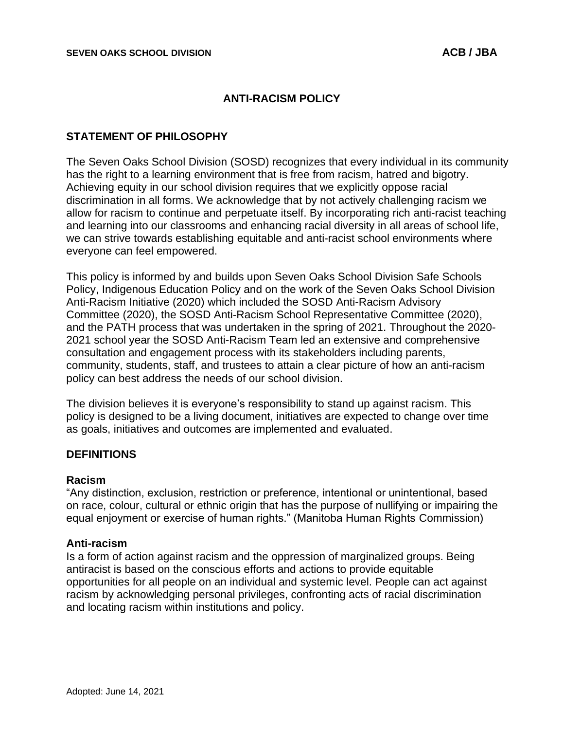# ANTI-RACISM POLICY

## STATEMENT OF PHILOSOPHY

The Seven Oaks School Division (SOSD) recognizes that every individual in its community has the right to a learning environment that is free from racism, hatred and bigotry. Achieving equity in our school division requires that we explicitly oppose racial discrimination in all forms. We acknowledge that by not actively challenging racism we allow for racism to continue and perpetuate itself. By incorporating rich anti-racist teaching and learning into our classrooms and enhancing racial diversity in all areas of school life, we can strive towards establishing equitable and anti-racist school environments where everyone can feel empowered.

This policy is informed by and builds upon Seven Oaks School Division Safe Schools Policy, Indigenous Education Policy and on the work of the Seven Oaks School Division Anti-Racism Initiative (2020) which included the SOSD Anti-Racism Advisory Committee (2020), the SOSD Anti-Racism School Representative Committee (2020), and the PATH process that was undertaken in the spring of 2021. Throughout the 2020-2021 school year the SOSD Anti-Racism Team led an extensive and comprehensive consultation and engagement process with its stakeholders including parents, community, students, staff, and trustees to attain a clear picture of how an anti-racism policy can best address the needs of our school division.

The division believes it is everyone's responsibility to stand up against racism. This policy is designed to be a living document, initiatives are expected to change over time as goals, initiatives and outcomes are implemented and evaluated.

## DEFINITIONS

### Racism

"Any distinction, exclusion, restriction or preference, intentional or unintentional, based on race, colour, cultural or ethnic origin that has the purpose of nullifying or impairing the equal enjoyment or exercise of human rights." (Manitoba Human Rights Commission)

### Anti-racism

Is a form of action against racism and the oppression of marginalized groups. Being antiracist is based on the conscious efforts and actions to provide equitable opportunities for all people on an individual and systemic level. People can act against racism by acknowledging personal privileges, confronting acts of racial discrimination and locating racism within institutions and policy.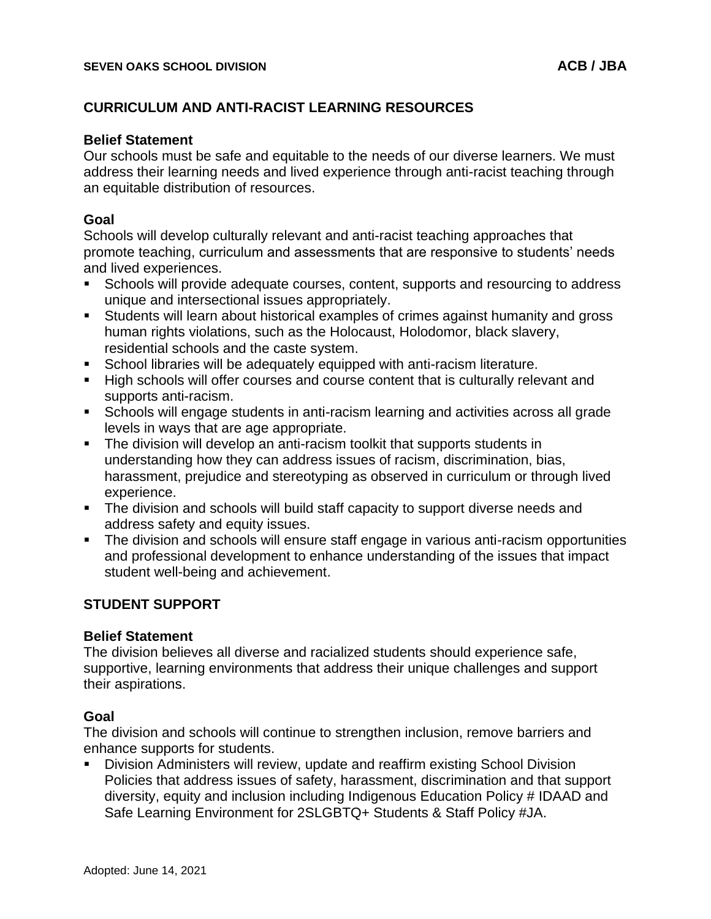## CURRICULUM AND ANTI-RACIST LEARNING RESOURCES

### Belief Statement

Our schools must be safe and equitable to the needs of our diverse learners. We must address their learning needs and lived experience through anti-racist teaching through an equitable distribution of resources.

### Goal

Schools will develop culturally relevant and anti-racist teaching approaches that promote teaching, curriculum and assessments that are responsive to students' needs and lived experiences.

- Schools will provide adequate courses, content, supports and resourcing to address unique and intersectional issues appropriately.
- Students will learn about historical examples of crimes against humanity and gross human rights violations, such as the Holocaust, Holodomor, black slavery, residential schools and the caste system.
- School libraries will be adequately equipped with anti-racism literature.
- High schools will offer courses and course content that is culturally relevant and supports anti-racism.
- Schools will engage students in anti-racism learning and activities across all grade levels in ways that are age appropriate.
- The division will develop an anti-racism toolkit that supports students in understanding how they can address issues of racism, discrimination, bias, harassment, prejudice and stereotyping as observed in curriculum or through lived experience.
- The division and schools will build staff capacity to support diverse needs and address safety and equity issues.
- The division and schools will ensure staff engage in various anti-racism opportunities and professional development to enhance understanding of the issues that impact student well-being and achievement.

## STUDENT SUPPORT

### Belief Statement

The division believes all diverse and racialized students should experience safe, supportive, learning environments that address their unique challenges and support their aspirations.

### Goal

The division and schools will continue to strengthen inclusion, remove barriers and enhance supports for students.

- Division Administers will review, update and reaffirm existing School Division Policies that address issues of safety, harassment, discrimination and that support diversity, equity and inclusion including Indigenous Education Policy # IDAAD and Safe Learning Environment for 2SLGBTQ+ Students & Staff Policy #JA.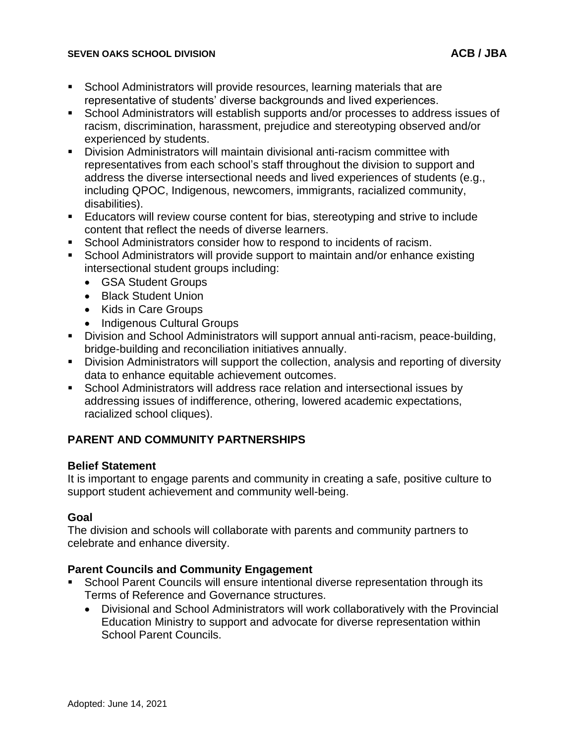- School Administrators will provide resources, learning materials that are representative of students' diverse backgrounds and lived experiences.
- School Administrators will establish supports and/or processes to address issues of racism, discrimination, harassment, prejudice and stereotyping observed and/or experienced by students.
- Division Administrators will maintain divisional anti-racism committee with representatives from each school's staff throughout the division to support and address the diverse intersectional needs and lived experiences of students (e.g., including QPOC, Indigenous, newcomers, immigrants, racialized community, disabilities).
- Educators will review course content for bias, stereotyping and strive to include content that reflect the needs of diverse learners.
- School Administrators consider how to respond to incidents of racism.
- School Administrators will provide support to maintain and/or enhance existing intersectional student groups including:
  - GSA Student Groups
  - Black Student Union
  - Kids in Care Groups
  - Indigenous Cultural Groups
- Division and School Administrators will support annual anti-racism, peace-building, bridge-building and reconciliation initiatives annually.
- Division Administrators will support the collection, analysis and reporting of diversity data to enhance equitable achievement outcomes.
- School Administrators will address race relation and intersectional issues by addressing issues of indifference, othering, lowered academic expectations, racialized school cliques).

## PARENT AND COMMUNITY PARTNERSHIPS

### Belief Statement

It is important to engage parents and community in creating a safe, positive culture to support student achievement and community well-being.

### Goal

The division and schools will collaborate with parents and community partners to celebrate and enhance diversity.

### Parent Councils and Community Engagement

- School Parent Councils will ensure intentional diverse representation through its Terms of Reference and Governance structures.
  - Divisional and School Administrators will work collaboratively with the Provincial Education Ministry to support and advocate for diverse representation within School Parent Councils.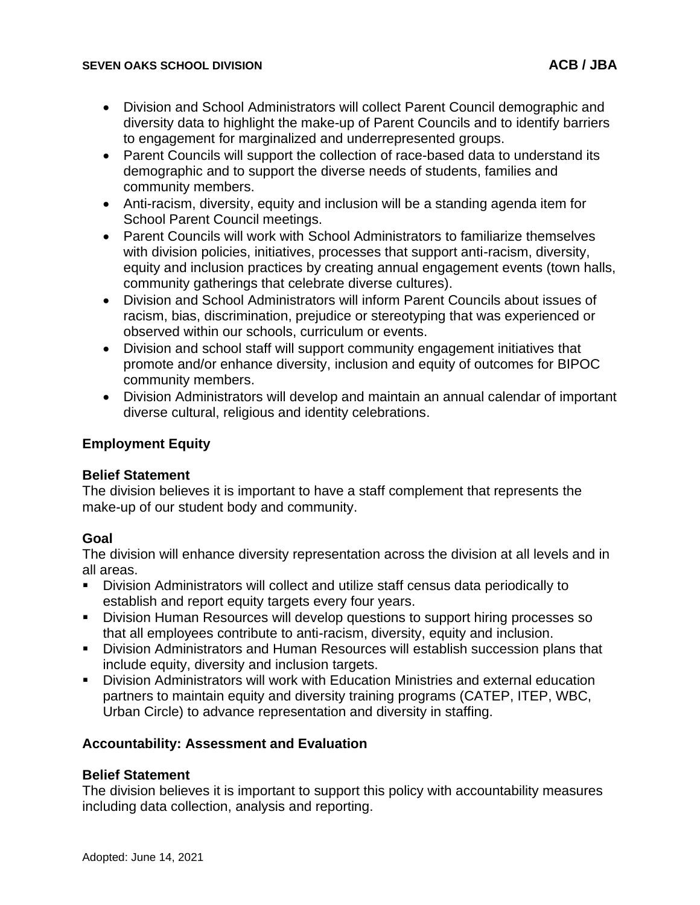- Division and School Administrators will collect Parent Council demographic and diversity data to highlight the make-up of Parent Councils and to identify barriers to engagement for marginalized and underrepresented groups.
- Parent Councils will support the collection of race-based data to understand its demographic and to support the diverse needs of students, families and community members.
- Anti-racism, diversity, equity and inclusion will be a standing agenda item for School Parent Council meetings.
- Parent Councils will work with School Administrators to familiarize themselves with division policies, initiatives, processes that support anti-racism, diversity, equity and inclusion practices by creating annual engagement events (town halls, community gatherings that celebrate diverse cultures).
- Division and School Administrators will inform Parent Councils about issues of racism, bias, discrimination, prejudice or stereotyping that was experienced or observed within our schools, curriculum or events.
- Division and school staff will support community engagement initiatives that promote and/or enhance diversity, inclusion and equity of outcomes for BIPOC community members.
- Division Administrators will develop and maintain an annual calendar of important diverse cultural, religious and identity celebrations.

## Employment Equity

### Belief Statement

The division believes it is important to have a staff complement that represents the make-up of our student body and community.

### Goal

The division will enhance diversity representation across the division at all levels and in all areas.

- Division Administrators will collect and utilize staff census data periodically to establish and report equity targets every four years.
- Division Human Resources will develop questions to support hiring processes so that all employees contribute to anti-racism, diversity, equity and inclusion.
- Division Administrators and Human Resources will establish succession plans that include equity, diversity and inclusion targets.
- Division Administrators will work with Education Ministries and external education partners to maintain equity and diversity training programs (CATEP, ITEP, WBC, Urban Circle) to advance representation and diversity in staffing.

## Accountability: Assessment and Evaluation

### Belief Statement

The division believes it is important to support this policy with accountability measures including data collection, analysis and reporting.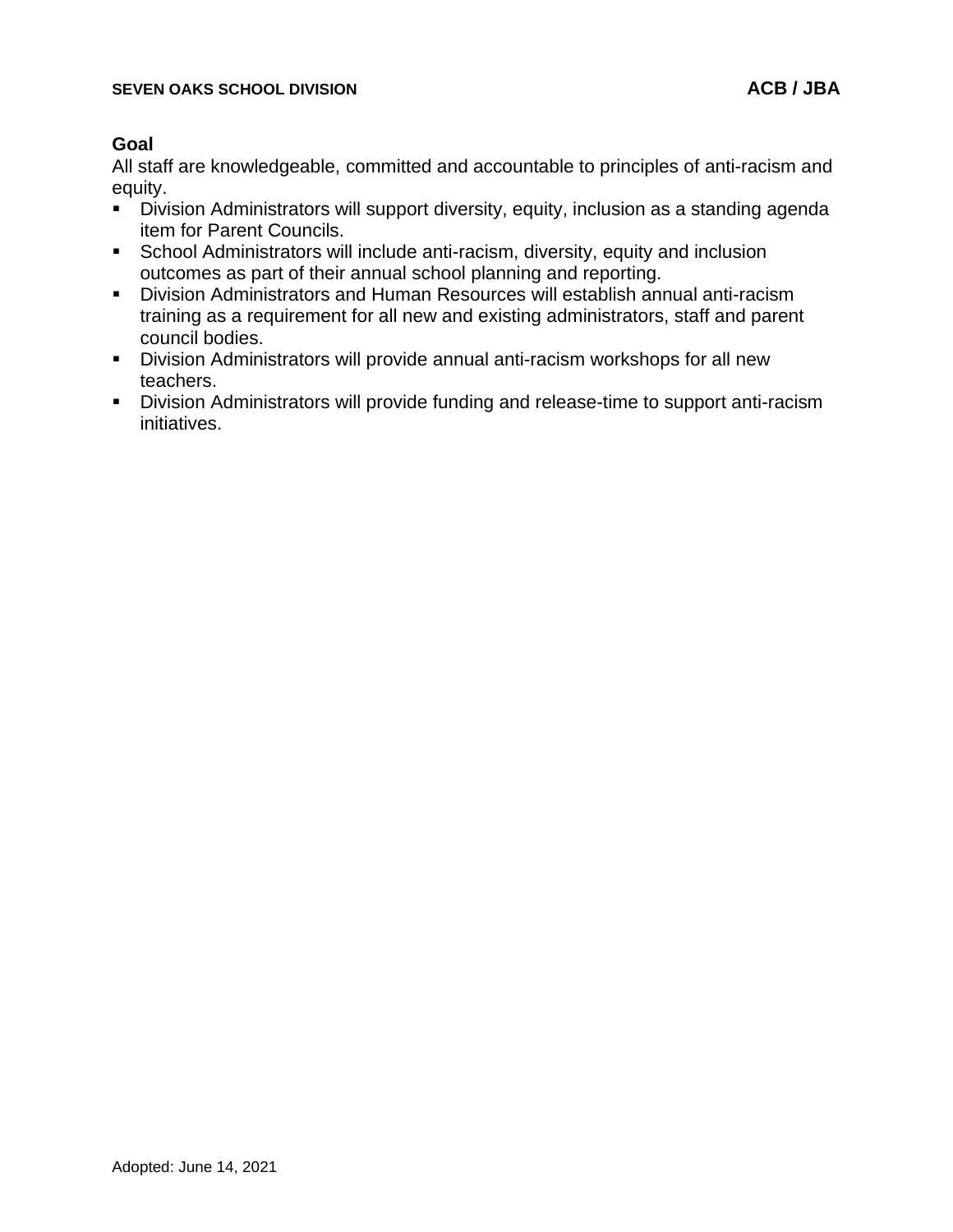**Goal**

All staff are knowledgeable, committed and accountable to principles of anti-racism and equity.

- Division Administrators will support diversity, equity, inclusion as a standing agenda item for Parent Councils.
- School Administrators will include anti-racism, diversity, equity and inclusion outcomes as part of their annual school planning and reporting.
- Division Administrators and Human Resources will establish annual anti-racism training as a requirement for all new and existing administrators, staff and parent council bodies.
- Division Administrators will provide annual anti-racism workshops for all new teachers.
- Division Administrators will provide funding and release-time to support anti-racism initiatives.

Adopted: June 14, 2021